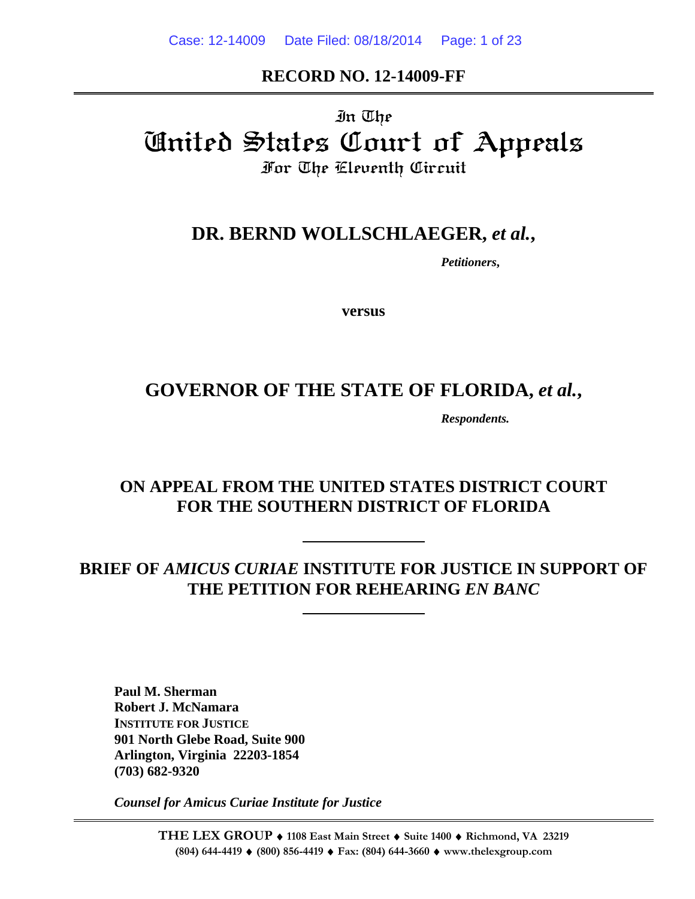**RECORD NO. 12-14009-FF**

In The

# United States Court of Appeals

For The Eleventh Circuit

## DR. BERND WOLLSCHLAEGER, *et al.*,

***Petitioners,***

**versus**

## GOVERNOR OF THE STATE OF FLORIDA, *et al.*,

***Respondents.***

### ON APPEAL FROM THE UNITED STATES DISTRICT COURT FOR THE SOUTHERN DISTRICT OF FLORIDA

### BRIEF OF *AMICUS CURIAE* INSTITUTE FOR JUSTICE IN SUPPORT OF THE PETITION FOR REHEARING *EN BANC*

**Paul M. Sherman**
**Robert J. McNamara**
**INSTITUTE FOR JUSTICE**
**901 North Glebe Road, Suite 900**
**Arlington, Virginia 22203-1854**
**(703) 682-9320**

***Counsel for Amicus Curiae Institute for Justice***

**THE LEX GROUP** ♦ **1108 East Main Street** ♦ **Suite 1400** ♦ **Richmond, VA 23219**
**(804) 644-4419** ♦ **(800) 856-4419** ♦ **Fax: (804) 644-3660** ♦ **www.thelexgroup.com**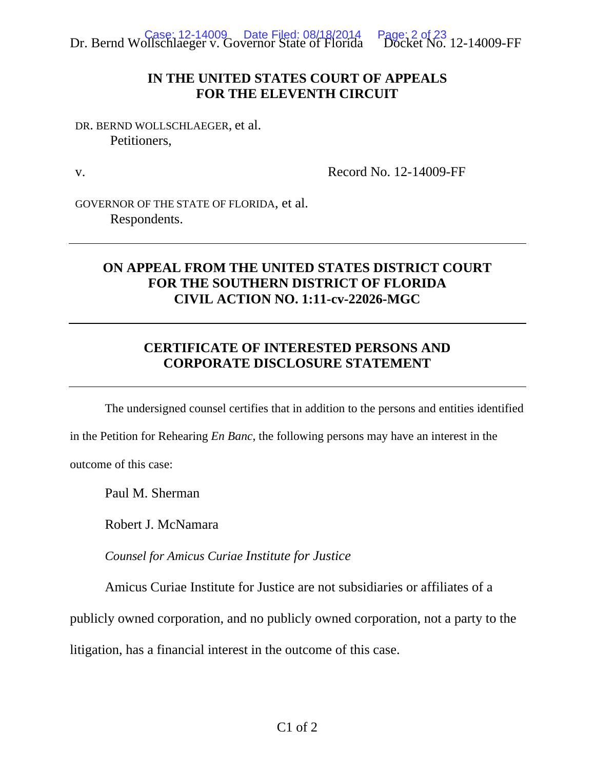**IN THE UNITED STATES COURT OF APPEALS**
**FOR THE ELEVENTH CIRCUIT**

DR. BERND WOLLSCHLAEGER, et al.
Petitioners,

v. Record No. 12-14009-FF

GOVERNOR OF THE STATE OF FLORIDA, et al.
Respondents.

---

**ON APPEAL FROM THE UNITED STATES DISTRICT COURT**
**FOR THE SOUTHERN DISTRICT OF FLORIDA**
**CIVIL ACTION NO. 1:11-cv-22026-MGC**

---

**CERTIFICATE OF INTERESTED PERSONS AND**
**CORPORATE DISCLOSURE STATEMENT**

---

The undersigned counsel certifies that in addition to the persons and entities identified in the Petition for Rehearing *En Banc*, the following persons may have an interest in the outcome of this case:

Paul M. Sherman

Robert J. McNamara

*Counsel for Amicus Curiae Institute for Justice*

Amicus Curiae Institute for Justice are not subsidiaries or affiliates of a publicly owned corporation, and no publicly owned corporation, not a party to the litigation, has a financial interest in the outcome of this case.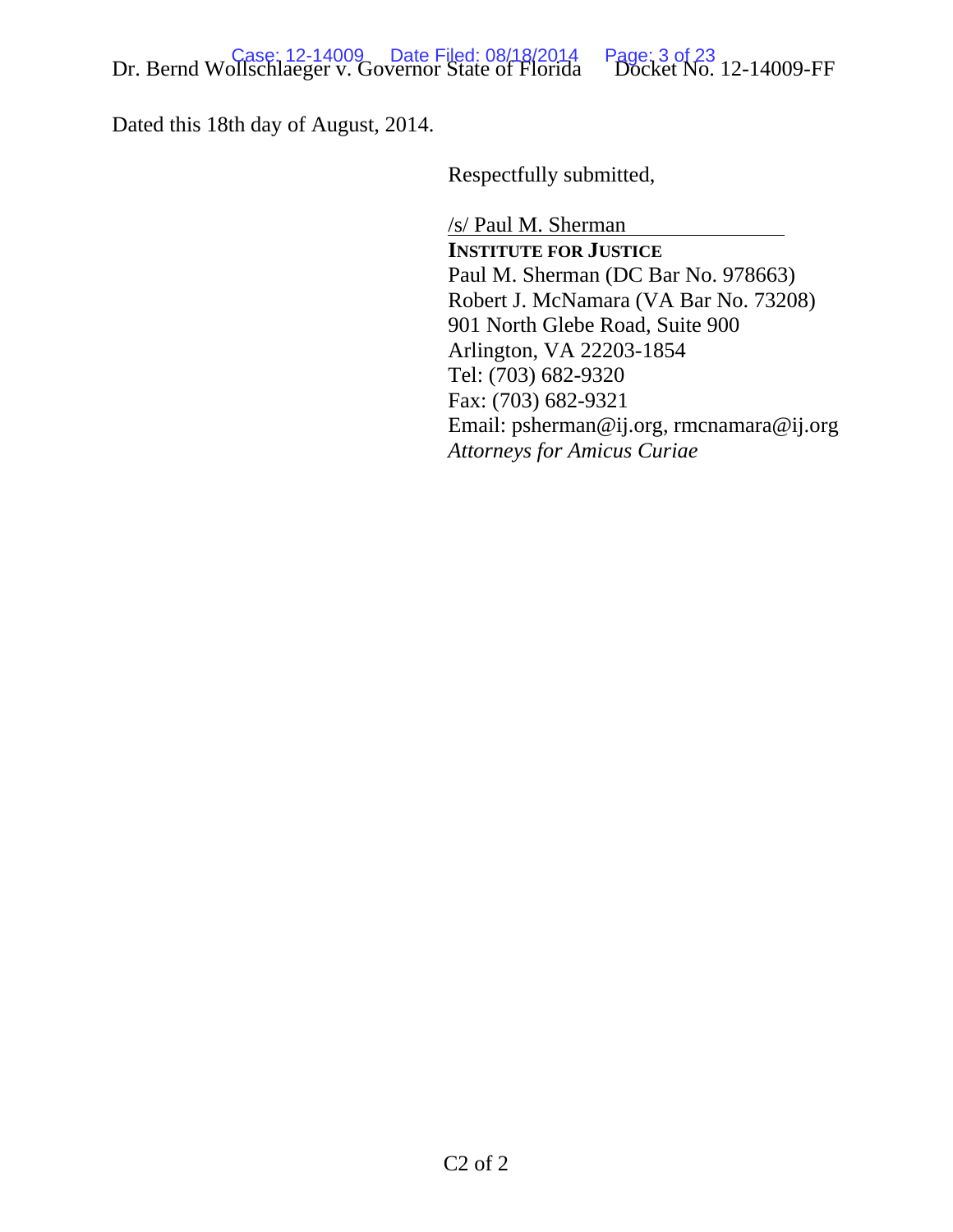Dated this 18th day of August, 2014.

Respectfully submitted,

/s/ Paul M. Sherman

**INSTITUTE FOR JUSTICE**
Paul M. Sherman (DC Bar No. 978663)
Robert J. McNamara (VA Bar No. 73208)
901 North Glebe Road, Suite 900
Arlington, VA 22203-1854
Tel: (703) 682-9320
Fax: (703) 682-9321
Email: psherman@ij.org, rmcnamara@ij.org
*Attorneys for Amicus Curiae*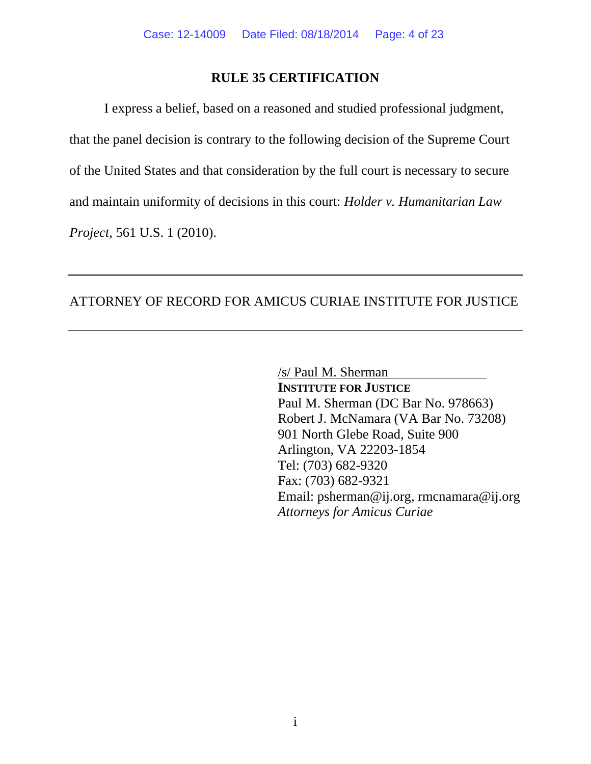## RULE 35 CERTIFICATION

I express a belief, based on a reasoned and studied professional judgment, that the panel decision is contrary to the following decision of the Supreme Court of the United States and that consideration by the full court is necessary to secure and maintain uniformity of decisions in this court: *Holder v. Humanitarian Law Project*, 561 U.S. 1 (2010).

---

ATTORNEY OF RECORD FOR AMICUS CURIAE INSTITUTE FOR JUSTICE

---

/s/ Paul M. Sherman
**INSTITUTE FOR JUSTICE**
Paul M. Sherman (DC Bar No. 978663)
Robert J. McNamara (VA Bar No. 73208)
901 North Glebe Road, Suite 900
Arlington, VA 22203-1854
Tel: (703) 682-9320
Fax: (703) 682-9321
Email: psherman@ij.org, rmcnamara@ij.org
*Attorneys for Amicus Curiae*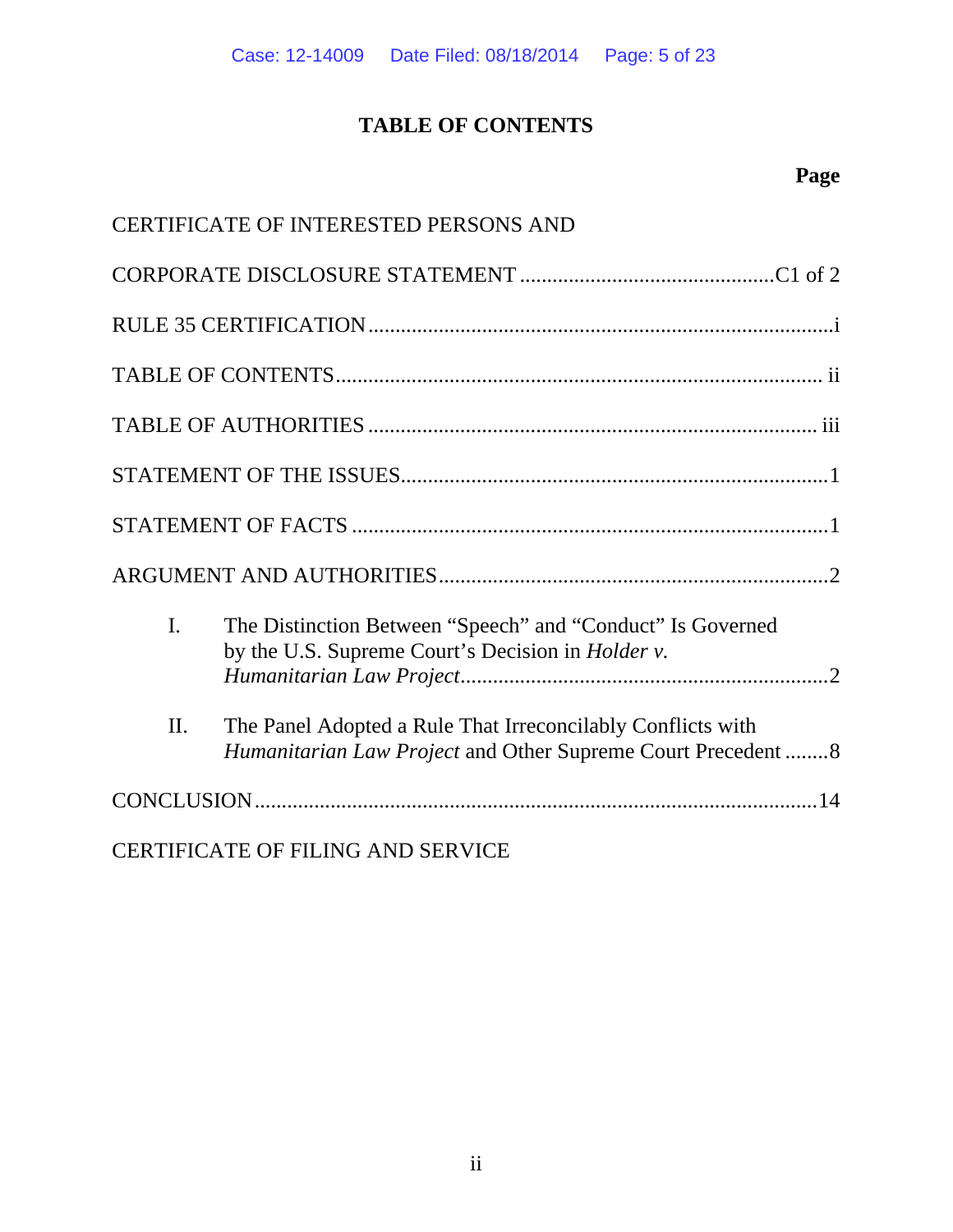## TABLE OF CONTENTS

| | Page |
|---|---|
| CERTIFICATE OF INTERESTED PERSONS AND | |
| CORPORATE DISCLOSURE STATEMENT | C1 of 2 |
| RULE 35 CERTIFICATION | i |
| TABLE OF CONTENTS | ii |
| TABLE OF AUTHORITIES | iii |
| STATEMENT OF THE ISSUES | 1 |
| STATEMENT OF FACTS | 1 |
| ARGUMENT AND AUTHORITIES | 2 |
| I. The Distinction Between "Speech" and "Conduct" Is Governed by the U.S. Supreme Court's Decision in *Holder v. Humanitarian Law Project* | 2 |
| II. The Panel Adopted a Rule That Irreconcilably Conflicts with *Humanitarian Law Project* and Other Supreme Court Precedent | 8 |
| CONCLUSION | 14 |
| CERTIFICATE OF FILING AND SERVICE | |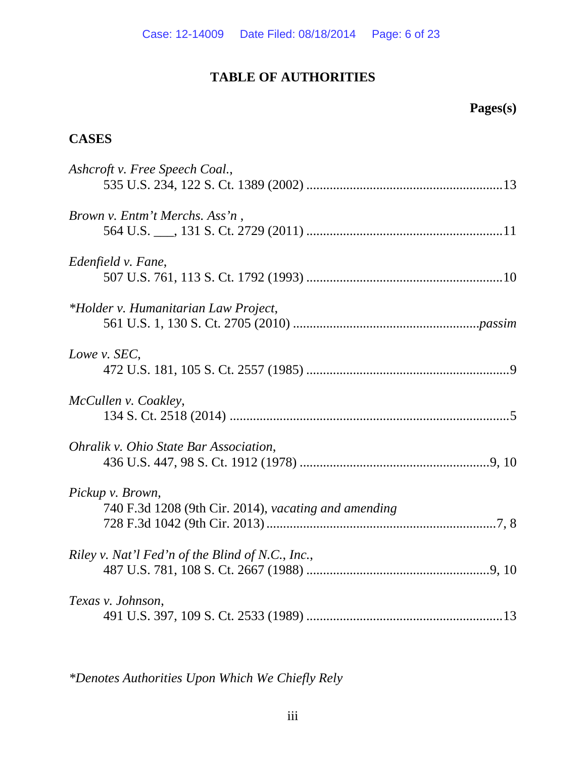# TABLE OF AUTHORITIES

**Pages(s)**

## CASES

*Ashcroft v. Free Speech Coal.*,
535 U.S. 234, 122 S. Ct. 1389 (2002) ........................................................13

*Brown v. Entm't Merchs. Ass'n* ,
564 U.S. ___, 131 S. Ct. 2729 (2011) ........................................................11

*Edenfield v. Fane*,
507 U.S. 761, 113 S. Ct. 1792 (1993) ........................................................10

**Holder v. Humanitarian Law Project*,
561 U.S. 1, 130 S. Ct. 2705 (2010) .....................................................*passim*

*Lowe v. SEC*,
472 U.S. 181, 105 S. Ct. 2557 (1985) ..........................................................9

*McCullen v. Coakley*,
134 S. Ct. 2518 (2014) ..................................................................................5

*Ohralik v. Ohio State Bar Association*,
436 U.S. 447, 98 S. Ct. 1912 (1978) .......................................................9, 10

*Pickup v. Brown*,
740 F.3d 1208 (9th Cir. 2014), *vacating and amending*
728 F.3d 1042 (9th Cir. 2013) ...................................................................7, 8

*Riley v. Nat'l Fed'n of the Blind of N.C., Inc.*,
487 U.S. 781, 108 S. Ct. 2667 (1988) .....................................................9, 10

*Texas v. Johnson*,
491 U.S. 397, 109 S. Ct. 2533 (1989) ........................................................13

**Denotes Authorities Upon Which We Chiefly Rely*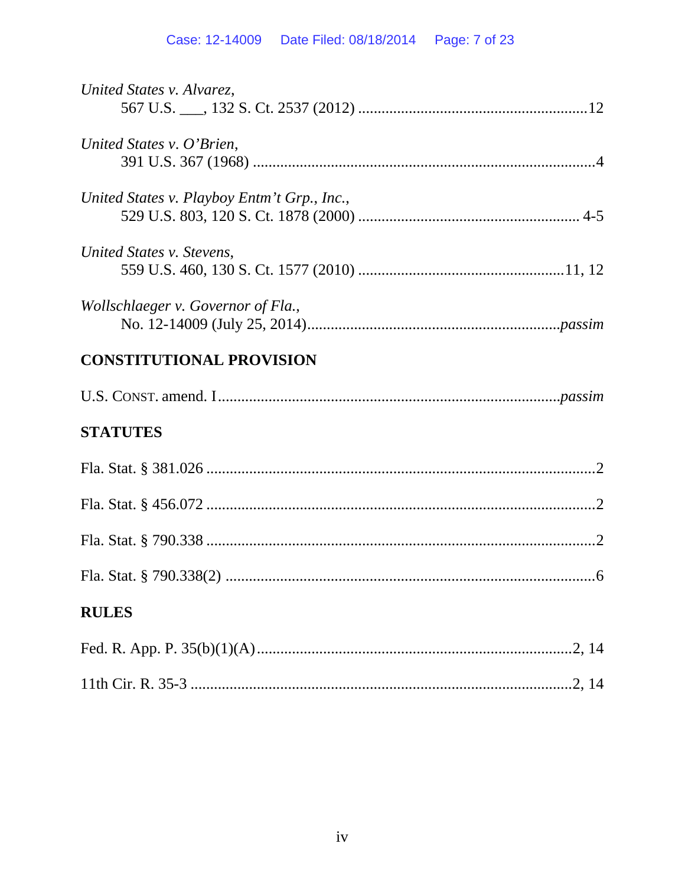*United States v. Alvarez*,
567 U.S. ___, 132 S. Ct. 2537 (2012) ..........................................................12

*United States v. O'Brien*,
391 U.S. 367 (1968) ........................................................................................4

*United States v. Playboy Entm't Grp., Inc.*,
529 U.S. 803, 120 S. Ct. 1878 (2000) ......................................................... 4-5

*United States v. Stevens*,
559 U.S. 460, 130 S. Ct. 1577 (2010) .....................................................11, 12

*Wollschlaeger v. Governor of Fla.*,
No. 12-14009 (July 25, 2014)................................................................*passim*

## CONSTITUTIONAL PROVISION

U.S. CONST. amend. I....................................................................................*passim*

## STATUTES

Fla. Stat. § 381.026 ....................................................................................................2

Fla. Stat. § 456.072 ....................................................................................................2

Fla. Stat. § 790.338 ....................................................................................................2

Fla. Stat. § 790.338(2) ...............................................................................................6

## RULES

Fed. R. App. P. 35(b)(1)(A).................................................................................2, 14

11th Cir. R. 35-3 ..................................................................................................2, 14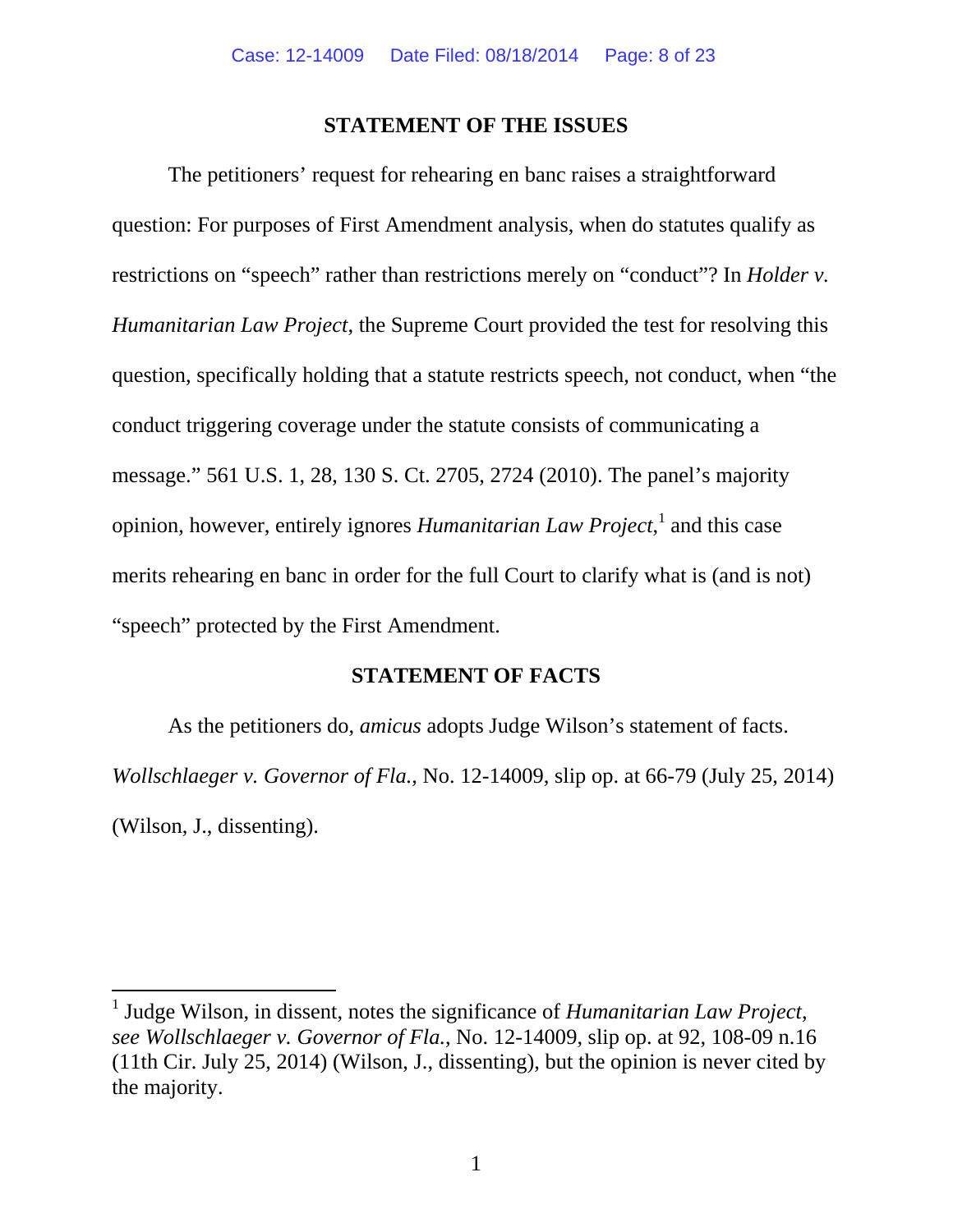## STATEMENT OF THE ISSUES

The petitioners' request for rehearing en banc raises a straightforward question: For purposes of First Amendment analysis, when do statutes qualify as restrictions on "speech" rather than restrictions merely on "conduct"? In *Holder v. Humanitarian Law Project*, the Supreme Court provided the test for resolving this question, specifically holding that a statute restricts speech, not conduct, when "the conduct triggering coverage under the statute consists of communicating a message." 561 U.S. 1, 28, 130 S. Ct. 2705, 2724 (2010). The panel's majority opinion, however, entirely ignores *Humanitarian Law Project*,[1] and this case merits rehearing en banc in order for the full Court to clarify what is (and is not) "speech" protected by the First Amendment.

## STATEMENT OF FACTS

As the petitioners do, *amicus* adopts Judge Wilson's statement of facts. *Wollschlaeger v. Governor of Fla.*, No. 12-14009, slip op. at 66-79 (July 25, 2014) (Wilson, J., dissenting).

---

[1] Judge Wilson, in dissent, notes the significance of *Humanitarian Law Project*, *see Wollschlaeger v. Governor of Fla.*, No. 12-14009, slip op. at 92, 108-09 n.16 (11th Cir. July 25, 2014) (Wilson, J., dissenting), but the opinion is never cited by the majority.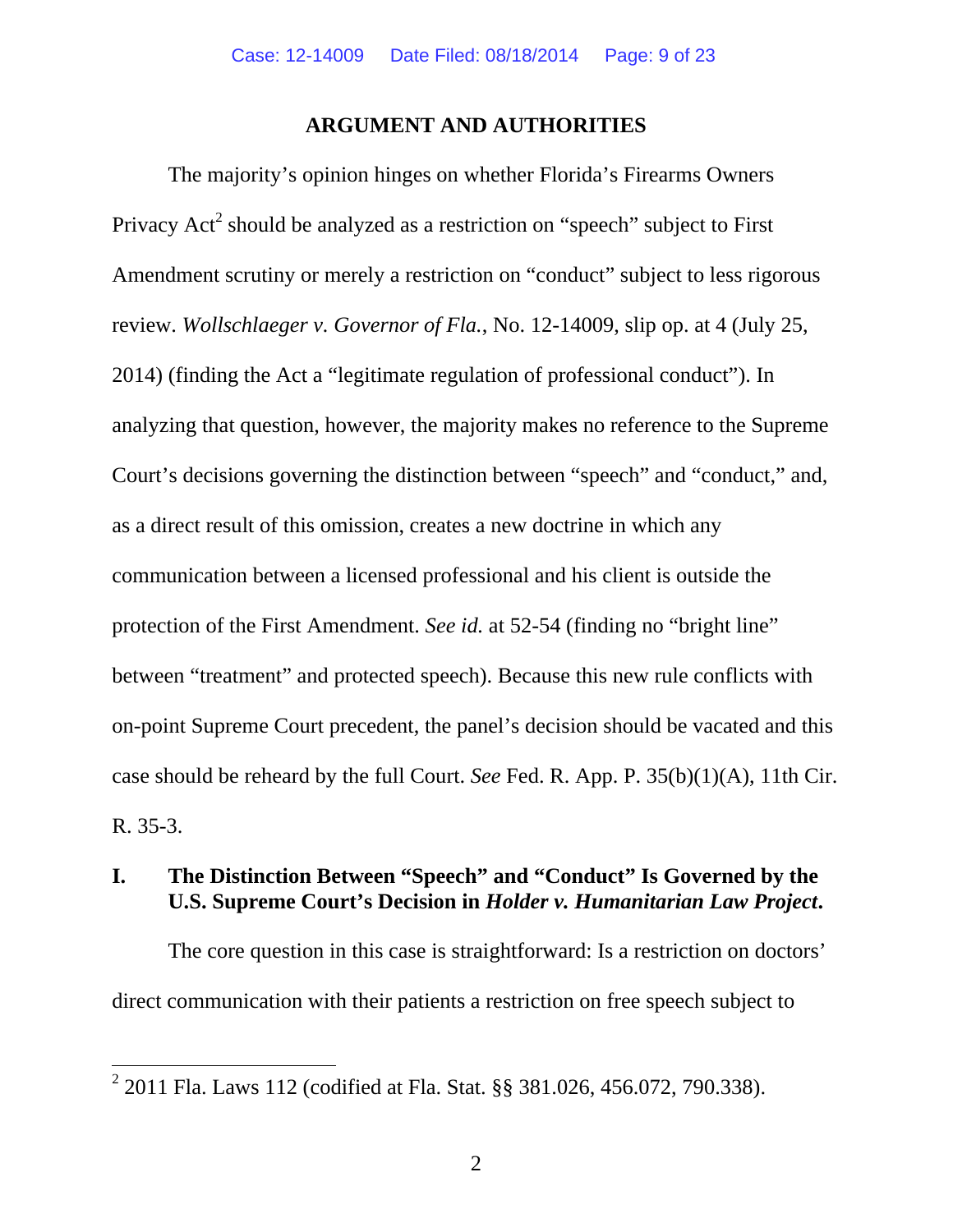## ARGUMENT AND AUTHORITIES

The majority's opinion hinges on whether Florida's Firearms Owners Privacy Act[2] should be analyzed as a restriction on "speech" subject to First Amendment scrutiny or merely a restriction on "conduct" subject to less rigorous review. *Wollschlaeger v. Governor of Fla.*, No. 12-14009, slip op. at 4 (July 25, 2014) (finding the Act a "legitimate regulation of professional conduct"). In analyzing that question, however, the majority makes no reference to the Supreme Court's decisions governing the distinction between "speech" and "conduct," and, as a direct result of this omission, creates a new doctrine in which any communication between a licensed professional and his client is outside the protection of the First Amendment. *See id.* at 52-54 (finding no "bright line" between "treatment" and protected speech). Because this new rule conflicts with on-point Supreme Court precedent, the panel's decision should be vacated and this case should be reheard by the full Court. *See* Fed. R. App. P. 35(b)(1)(A), 11th Cir. R. 35-3.

### I. The Distinction Between "Speech" and "Conduct" Is Governed by the U.S. Supreme Court's Decision in *Holder v. Humanitarian Law Project*.

The core question in this case is straightforward: Is a restriction on doctors' direct communication with their patients a restriction on free speech subject to

---

[2] 2011 Fla. Laws 112 (codified at Fla. Stat. §§ 381.026, 456.072, 790.338).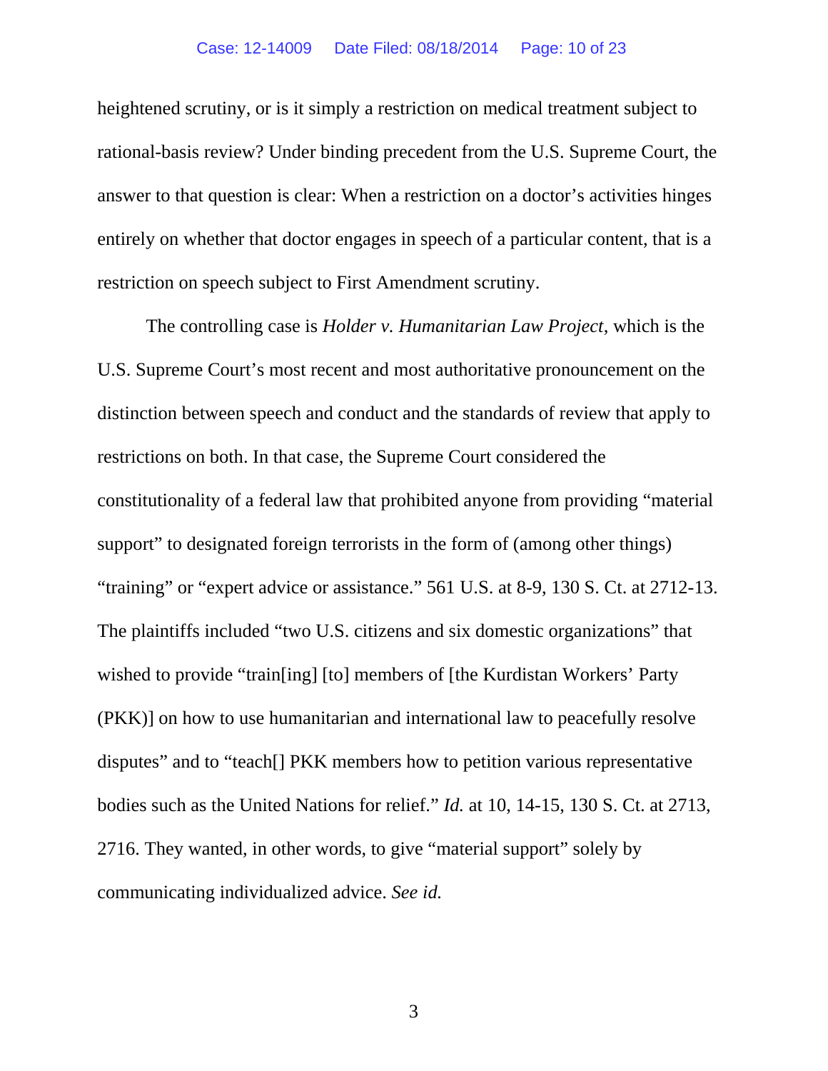heightened scrutiny, or is it simply a restriction on medical treatment subject to rational-basis review? Under binding precedent from the U.S. Supreme Court, the answer to that question is clear: When a restriction on a doctor's activities hinges entirely on whether that doctor engages in speech of a particular content, that is a restriction on speech subject to First Amendment scrutiny.

The controlling case is *Holder v. Humanitarian Law Project*, which is the U.S. Supreme Court's most recent and most authoritative pronouncement on the distinction between speech and conduct and the standards of review that apply to restrictions on both. In that case, the Supreme Court considered the constitutionality of a federal law that prohibited anyone from providing "material support" to designated foreign terrorists in the form of (among other things) "training" or "expert advice or assistance." 561 U.S. at 8-9, 130 S. Ct. at 2712-13. The plaintiffs included "two U.S. citizens and six domestic organizations" that wished to provide "train[ing] [to] members of [the Kurdistan Workers' Party (PKK)] on how to use humanitarian and international law to peacefully resolve disputes" and to "teach[] PKK members how to petition various representative bodies such as the United Nations for relief." *Id.* at 10, 14-15, 130 S. Ct. at 2713, 2716. They wanted, in other words, to give "material support" solely by communicating individualized advice. *See id.*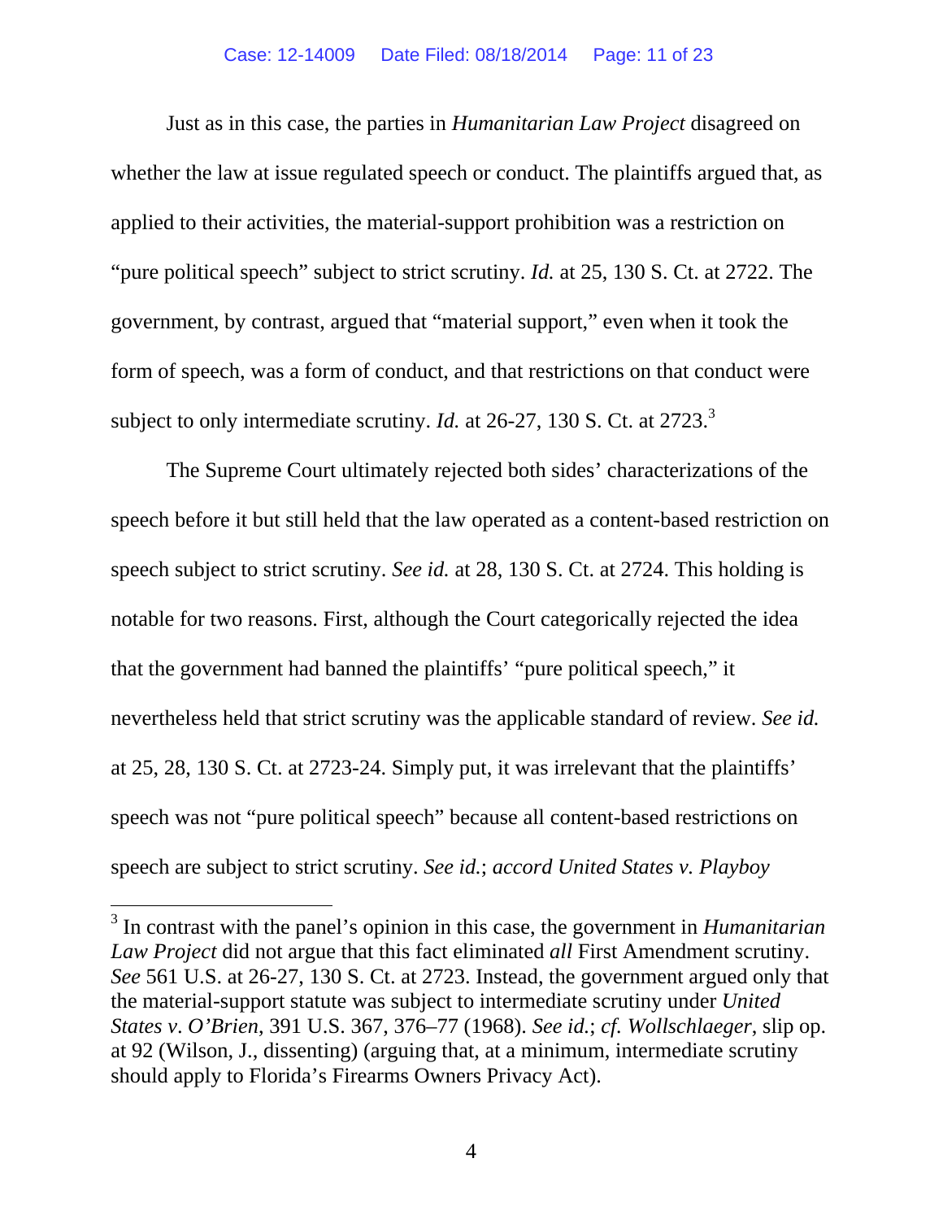Just as in this case, the parties in *Humanitarian Law Project* disagreed on whether the law at issue regulated speech or conduct. The plaintiffs argued that, as applied to their activities, the material-support prohibition was a restriction on "pure political speech" subject to strict scrutiny. *Id.* at 25, 130 S. Ct. at 2722. The government, by contrast, argued that "material support," even when it took the form of speech, was a form of conduct, and that restrictions on that conduct were subject to only intermediate scrutiny. *Id.* at 26-27, 130 S. Ct. at 2723.[3]

The Supreme Court ultimately rejected both sides' characterizations of the speech before it but still held that the law operated as a content-based restriction on speech subject to strict scrutiny. *See id.* at 28, 130 S. Ct. at 2724. This holding is notable for two reasons. First, although the Court categorically rejected the idea that the government had banned the plaintiffs' "pure political speech," it nevertheless held that strict scrutiny was the applicable standard of review. *See id.* at 25, 28, 130 S. Ct. at 2723-24. Simply put, it was irrelevant that the plaintiffs' speech was not "pure political speech" because all content-based restrictions on speech are subject to strict scrutiny. *See id.*; *accord United States v. Playboy*

[3] In contrast with the panel's opinion in this case, the government in *Humanitarian Law Project* did not argue that this fact eliminated *all* First Amendment scrutiny. *See* 561 U.S. at 26-27, 130 S. Ct. at 2723. Instead, the government argued only that the material-support statute was subject to intermediate scrutiny under *United States v. O'Brien*, 391 U.S. 367, 376–77 (1968). *See id.*; *cf. Wollschlaeger*, slip op. at 92 (Wilson, J., dissenting) (arguing that, at a minimum, intermediate scrutiny should apply to Florida's Firearms Owners Privacy Act).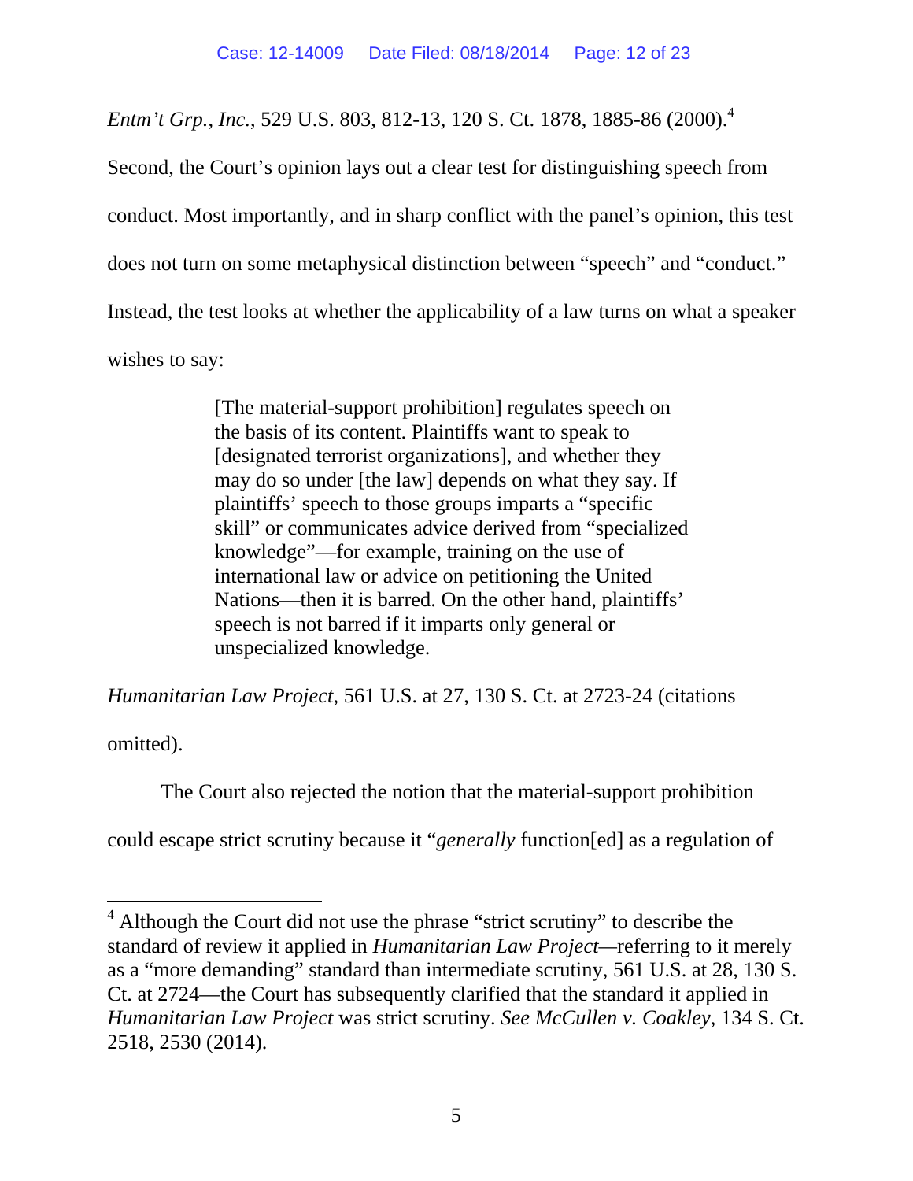*Entm't Grp., Inc.*, 529 U.S. 803, 812-13, 120 S. Ct. 1878, 1885-86 (2000).[4] Second, the Court's opinion lays out a clear test for distinguishing speech from conduct. Most importantly, and in sharp conflict with the panel's opinion, this test does not turn on some metaphysical distinction between "speech" and "conduct." Instead, the test looks at whether the applicability of a law turns on what a speaker wishes to say:

> [The material-support prohibition] regulates speech on the basis of its content. Plaintiffs want to speak to [designated terrorist organizations], and whether they may do so under [the law] depends on what they say. If plaintiffs' speech to those groups imparts a "specific skill" or communicates advice derived from "specialized knowledge"—for example, training on the use of international law or advice on petitioning the United Nations—then it is barred. On the other hand, plaintiffs' speech is not barred if it imparts only general or unspecialized knowledge.

*Humanitarian Law Project*, 561 U.S. at 27, 130 S. Ct. at 2723-24 (citations omitted).

The Court also rejected the notion that the material-support prohibition could escape strict scrutiny because it "*generally* function[ed] as a regulation of

---

[4] Although the Court did not use the phrase "strict scrutiny" to describe the standard of review it applied in *Humanitarian Law Project*—referring to it merely as a "more demanding" standard than intermediate scrutiny, 561 U.S. at 28, 130 S. Ct. at 2724—the Court has subsequently clarified that the standard it applied in *Humanitarian Law Project* was strict scrutiny. *See McCullen v. Coakley*, 134 S. Ct. 2518, 2530 (2014).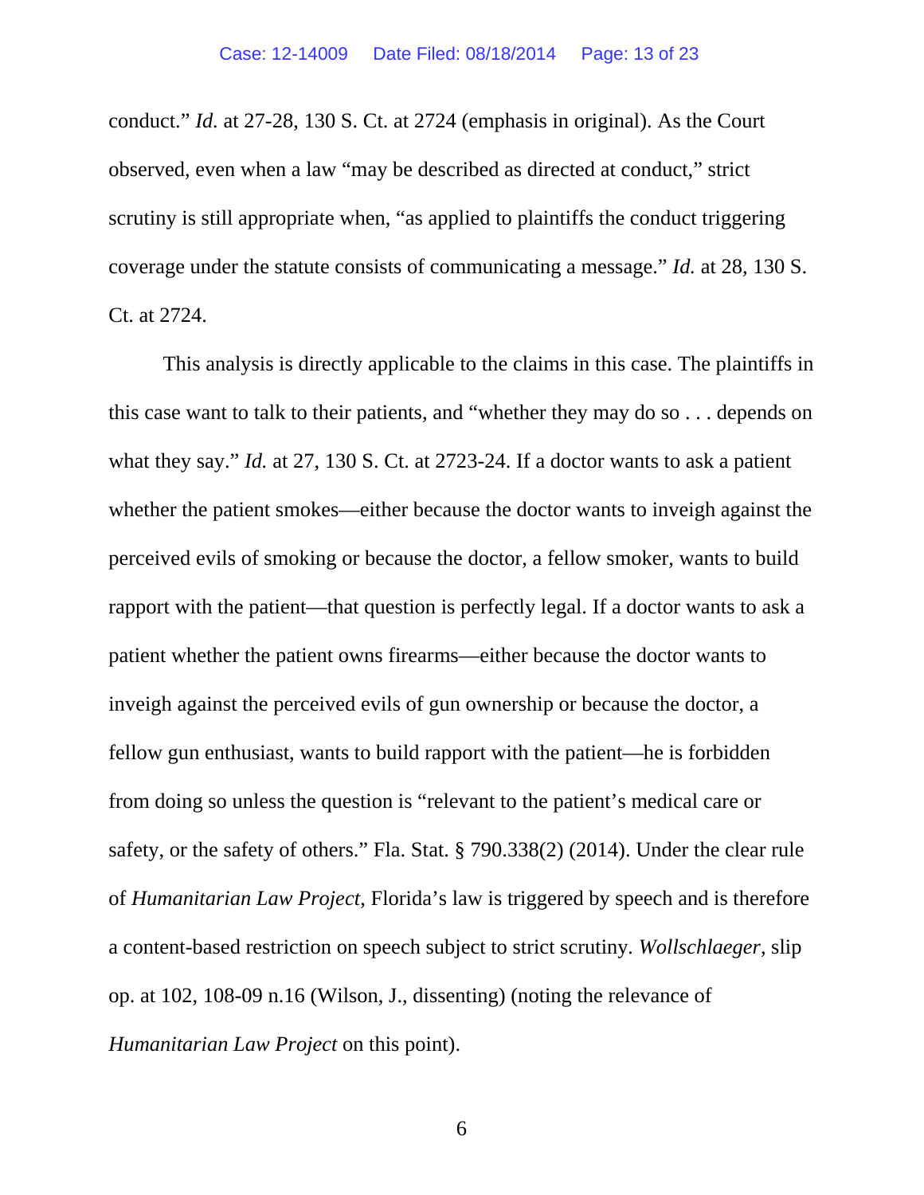conduct." *Id.* at 27-28, 130 S. Ct. at 2724 (emphasis in original). As the Court observed, even when a law "may be described as directed at conduct," strict scrutiny is still appropriate when, "as applied to plaintiffs the conduct triggering coverage under the statute consists of communicating a message." *Id.* at 28, 130 S. Ct. at 2724.

This analysis is directly applicable to the claims in this case. The plaintiffs in this case want to talk to their patients, and "whether they may do so . . . depends on what they say." *Id.* at 27, 130 S. Ct. at 2723-24. If a doctor wants to ask a patient whether the patient smokes—either because the doctor wants to inveigh against the perceived evils of smoking or because the doctor, a fellow smoker, wants to build rapport with the patient—that question is perfectly legal. If a doctor wants to ask a patient whether the patient owns firearms—either because the doctor wants to inveigh against the perceived evils of gun ownership or because the doctor, a fellow gun enthusiast, wants to build rapport with the patient—he is forbidden from doing so unless the question is "relevant to the patient's medical care or safety, or the safety of others." Fla. Stat. § 790.338(2) (2014). Under the clear rule of *Humanitarian Law Project*, Florida's law is triggered by speech and is therefore a content-based restriction on speech subject to strict scrutiny. *Wollschlaeger*, slip op. at 102, 108-09 n.16 (Wilson, J., dissenting) (noting the relevance of *Humanitarian Law Project* on this point).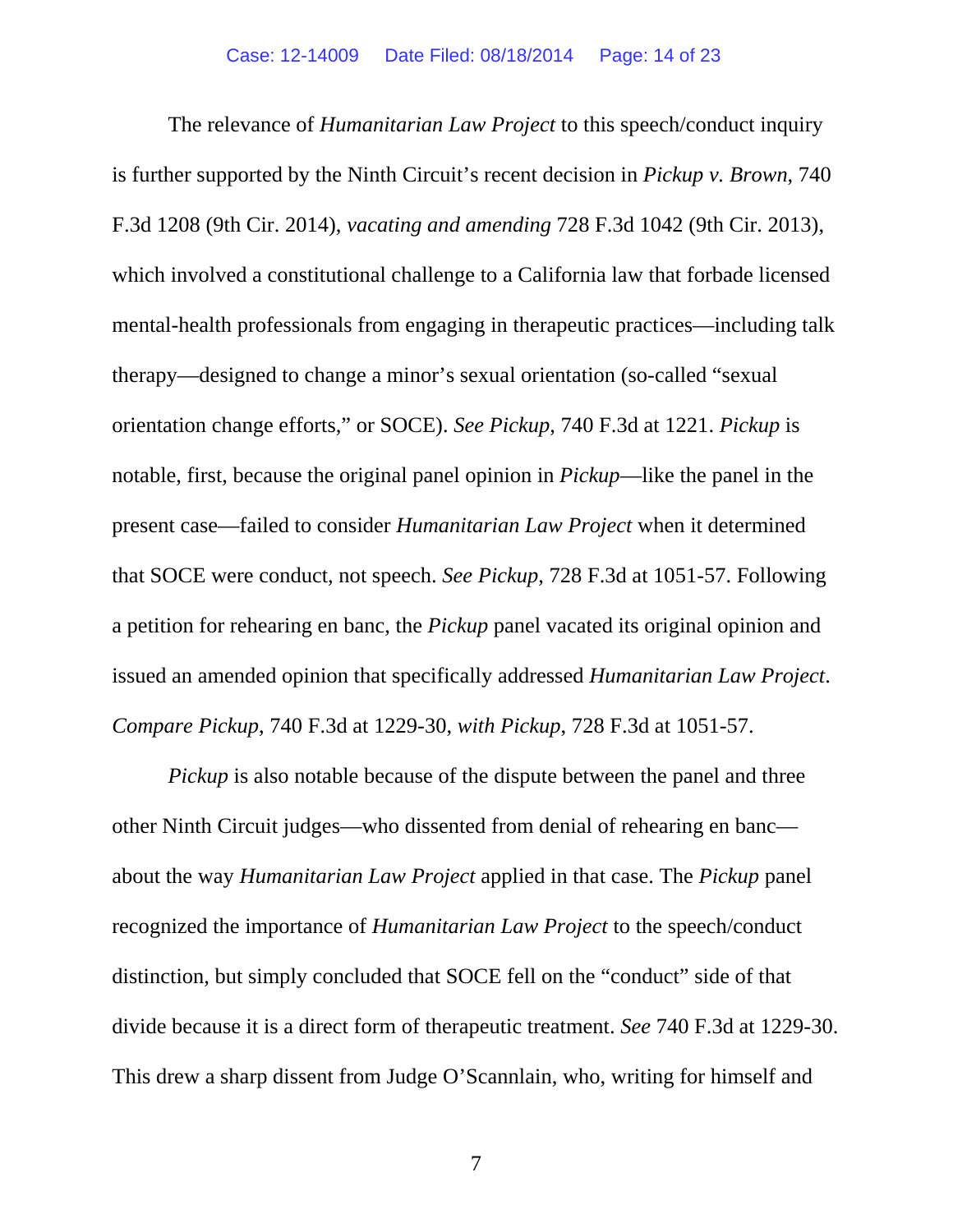The relevance of *Humanitarian Law Project* to this speech/conduct inquiry is further supported by the Ninth Circuit's recent decision in *Pickup v. Brown*, 740 F.3d 1208 (9th Cir. 2014), *vacating and amending* 728 F.3d 1042 (9th Cir. 2013), which involved a constitutional challenge to a California law that forbade licensed mental-health professionals from engaging in therapeutic practices—including talk therapy—designed to change a minor's sexual orientation (so-called "sexual orientation change efforts," or SOCE). *See Pickup*, 740 F.3d at 1221. *Pickup* is notable, first, because the original panel opinion in *Pickup*—like the panel in the present case—failed to consider *Humanitarian Law Project* when it determined that SOCE were conduct, not speech. *See Pickup*, 728 F.3d at 1051-57. Following a petition for rehearing en banc, the *Pickup* panel vacated its original opinion and issued an amended opinion that specifically addressed *Humanitarian Law Project*. *Compare Pickup*, 740 F.3d at 1229-30, *with Pickup*, 728 F.3d at 1051-57.

*Pickup* is also notable because of the dispute between the panel and three other Ninth Circuit judges—who dissented from denial of rehearing en banc—about the way *Humanitarian Law Project* applied in that case. The *Pickup* panel recognized the importance of *Humanitarian Law Project* to the speech/conduct distinction, but simply concluded that SOCE fell on the "conduct" side of that divide because it is a direct form of therapeutic treatment. *See* 740 F.3d at 1229-30. This drew a sharp dissent from Judge O'Scannlain, who, writing for himself and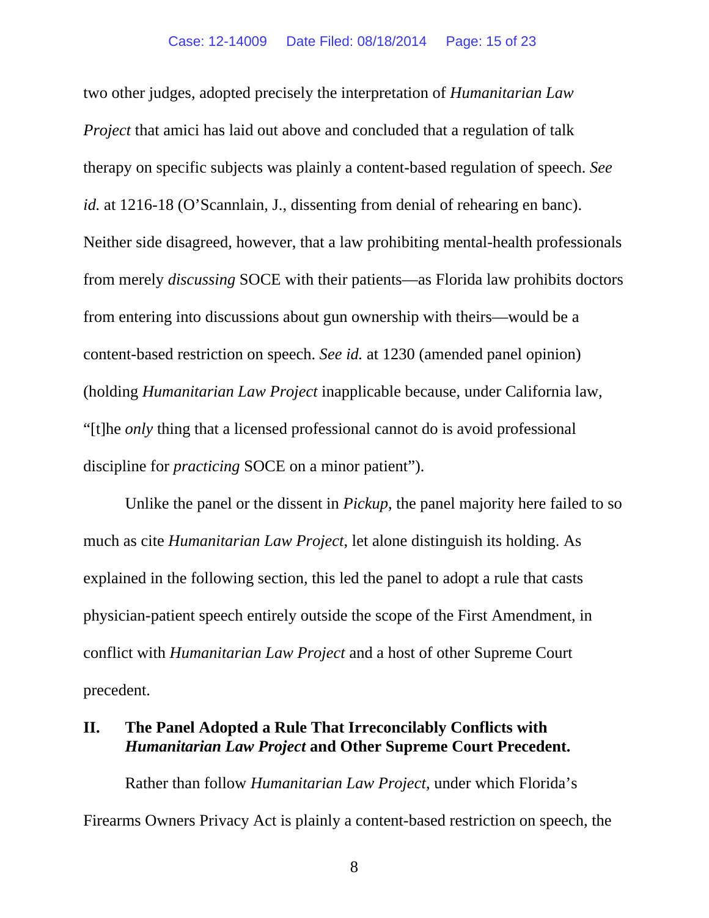two other judges, adopted precisely the interpretation of *Humanitarian Law Project* that amici has laid out above and concluded that a regulation of talk therapy on specific subjects was plainly a content-based regulation of speech. *See id.* at 1216-18 (O'Scannlain, J., dissenting from denial of rehearing en banc). Neither side disagreed, however, that a law prohibiting mental-health professionals from merely *discussing* SOCE with their patients—as Florida law prohibits doctors from entering into discussions about gun ownership with theirs—would be a content-based restriction on speech. *See id.* at 1230 (amended panel opinion) (holding *Humanitarian Law Project* inapplicable because, under California law, "[t]he *only* thing that a licensed professional cannot do is avoid professional discipline for *practicing* SOCE on a minor patient").

Unlike the panel or the dissent in *Pickup*, the panel majority here failed to so much as cite *Humanitarian Law Project*, let alone distinguish its holding. As explained in the following section, this led the panel to adopt a rule that casts physician-patient speech entirely outside the scope of the First Amendment, in conflict with *Humanitarian Law Project* and a host of other Supreme Court precedent.

## II. The Panel Adopted a Rule That Irreconcilably Conflicts with *Humanitarian Law Project* and Other Supreme Court Precedent.

Rather than follow *Humanitarian Law Project*, under which Florida's Firearms Owners Privacy Act is plainly a content-based restriction on speech, the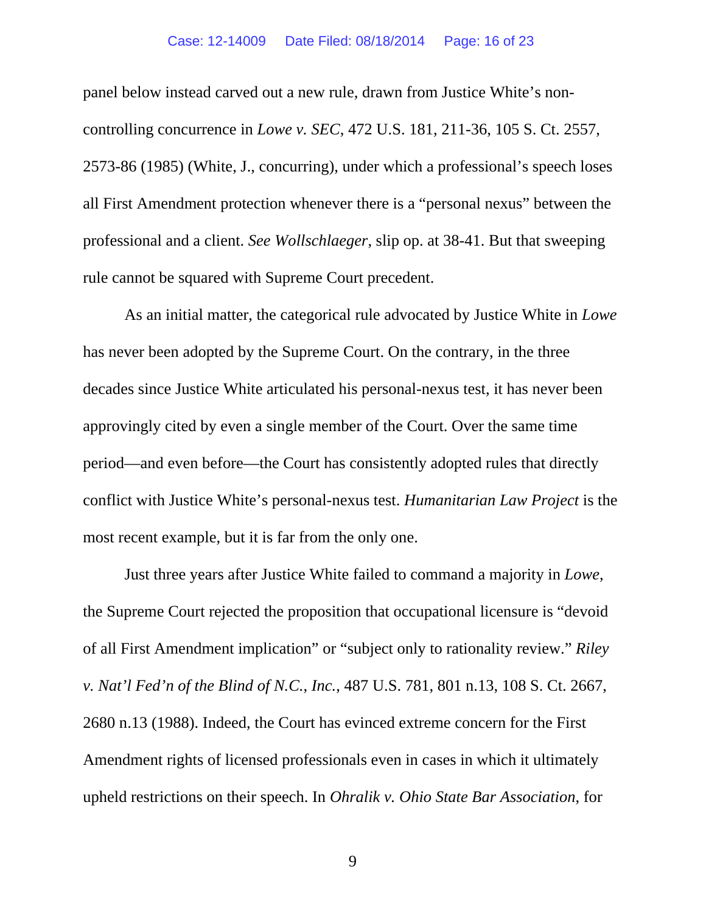panel below instead carved out a new rule, drawn from Justice White's non-controlling concurrence in *Lowe v. SEC*, 472 U.S. 181, 211-36, 105 S. Ct. 2557, 2573-86 (1985) (White, J., concurring), under which a professional's speech loses all First Amendment protection whenever there is a "personal nexus" between the professional and a client. *See Wollschlaeger*, slip op. at 38-41. But that sweeping rule cannot be squared with Supreme Court precedent.

As an initial matter, the categorical rule advocated by Justice White in *Lowe* has never been adopted by the Supreme Court. On the contrary, in the three decades since Justice White articulated his personal-nexus test, it has never been approvingly cited by even a single member of the Court. Over the same time period—and even before—the Court has consistently adopted rules that directly conflict with Justice White's personal-nexus test. *Humanitarian Law Project* is the most recent example, but it is far from the only one.

Just three years after Justice White failed to command a majority in *Lowe*, the Supreme Court rejected the proposition that occupational licensure is "devoid of all First Amendment implication" or "subject only to rationality review." *Riley v. Nat'l Fed'n of the Blind of N.C., Inc.*, 487 U.S. 781, 801 n.13, 108 S. Ct. 2667, 2680 n.13 (1988). Indeed, the Court has evinced extreme concern for the First Amendment rights of licensed professionals even in cases in which it ultimately upheld restrictions on their speech. In *Ohralik v. Ohio State Bar Association*, for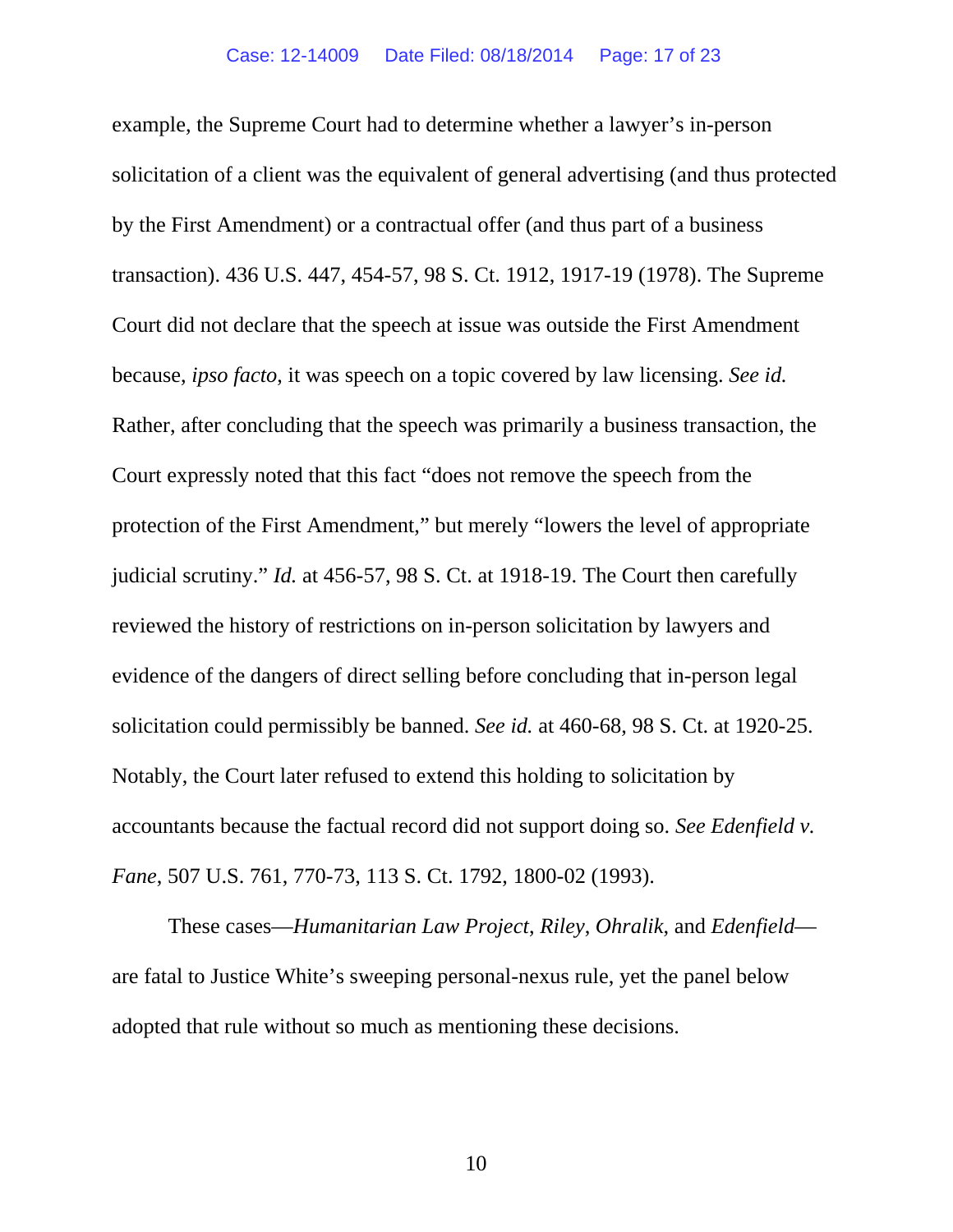example, the Supreme Court had to determine whether a lawyer's in-person solicitation of a client was the equivalent of general advertising (and thus protected by the First Amendment) or a contractual offer (and thus part of a business transaction). 436 U.S. 447, 454-57, 98 S. Ct. 1912, 1917-19 (1978). The Supreme Court did not declare that the speech at issue was outside the First Amendment because, *ipso facto*, it was speech on a topic covered by law licensing. *See id.* Rather, after concluding that the speech was primarily a business transaction, the Court expressly noted that this fact "does not remove the speech from the protection of the First Amendment," but merely "lowers the level of appropriate judicial scrutiny." *Id.* at 456-57, 98 S. Ct. at 1918-19. The Court then carefully reviewed the history of restrictions on in-person solicitation by lawyers and evidence of the dangers of direct selling before concluding that in-person legal solicitation could permissibly be banned. *See id.* at 460-68, 98 S. Ct. at 1920-25. Notably, the Court later refused to extend this holding to solicitation by accountants because the factual record did not support doing so. *See Edenfield v. Fane*, 507 U.S. 761, 770-73, 113 S. Ct. 1792, 1800-02 (1993).

These cases—*Humanitarian Law Project*, *Riley*, *Ohralik*, and *Edenfield*—are fatal to Justice White's sweeping personal-nexus rule, yet the panel below adopted that rule without so much as mentioning these decisions.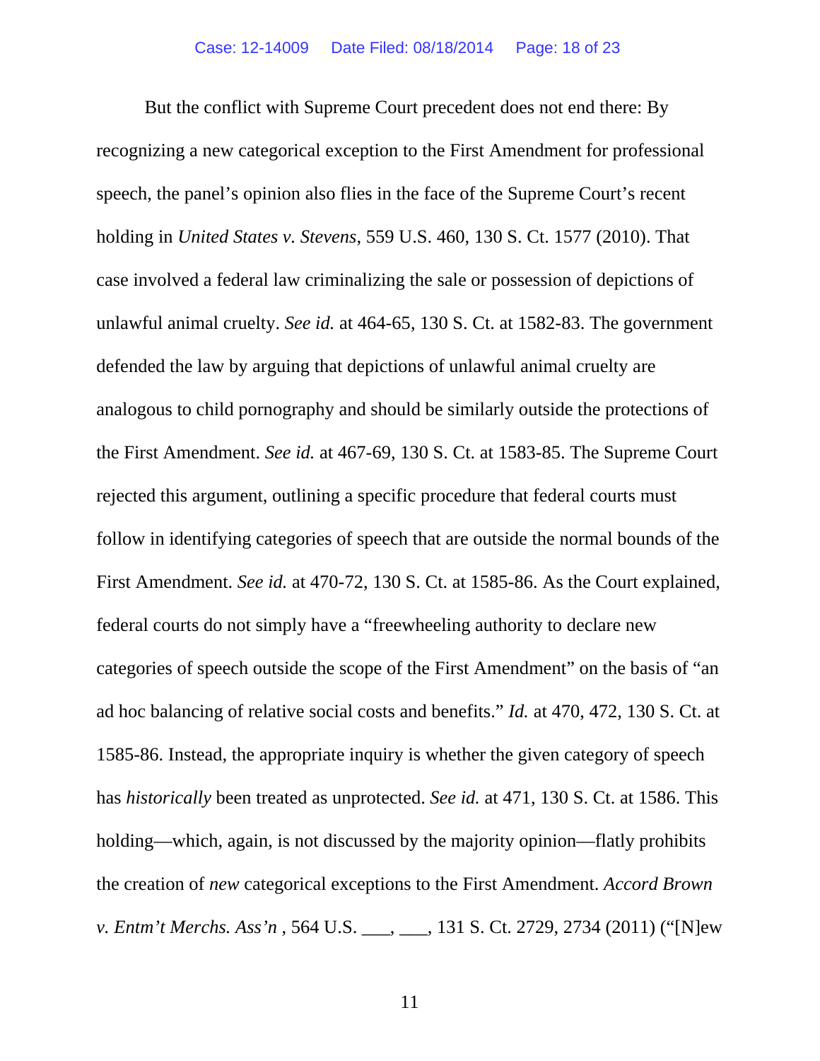But the conflict with Supreme Court precedent does not end there: By recognizing a new categorical exception to the First Amendment for professional speech, the panel's opinion also flies in the face of the Supreme Court's recent holding in *United States v. Stevens*, 559 U.S. 460, 130 S. Ct. 1577 (2010). That case involved a federal law criminalizing the sale or possession of depictions of unlawful animal cruelty. *See id.* at 464-65, 130 S. Ct. at 1582-83. The government defended the law by arguing that depictions of unlawful animal cruelty are analogous to child pornography and should be similarly outside the protections of the First Amendment. *See id.* at 467-69, 130 S. Ct. at 1583-85. The Supreme Court rejected this argument, outlining a specific procedure that federal courts must follow in identifying categories of speech that are outside the normal bounds of the First Amendment. *See id.* at 470-72, 130 S. Ct. at 1585-86. As the Court explained, federal courts do not simply have a "freewheeling authority to declare new categories of speech outside the scope of the First Amendment" on the basis of "an ad hoc balancing of relative social costs and benefits." *Id.* at 470, 472, 130 S. Ct. at 1585-86. Instead, the appropriate inquiry is whether the given category of speech has *historically* been treated as unprotected. *See id.* at 471, 130 S. Ct. at 1586. This holding—which, again, is not discussed by the majority opinion—flatly prohibits the creation of *new* categorical exceptions to the First Amendment. *Accord Brown v. Entm't Merchs. Ass'n* , 564 U.S. \_\_\_, \_\_\_, 131 S. Ct. 2729, 2734 (2011) ("[N]ew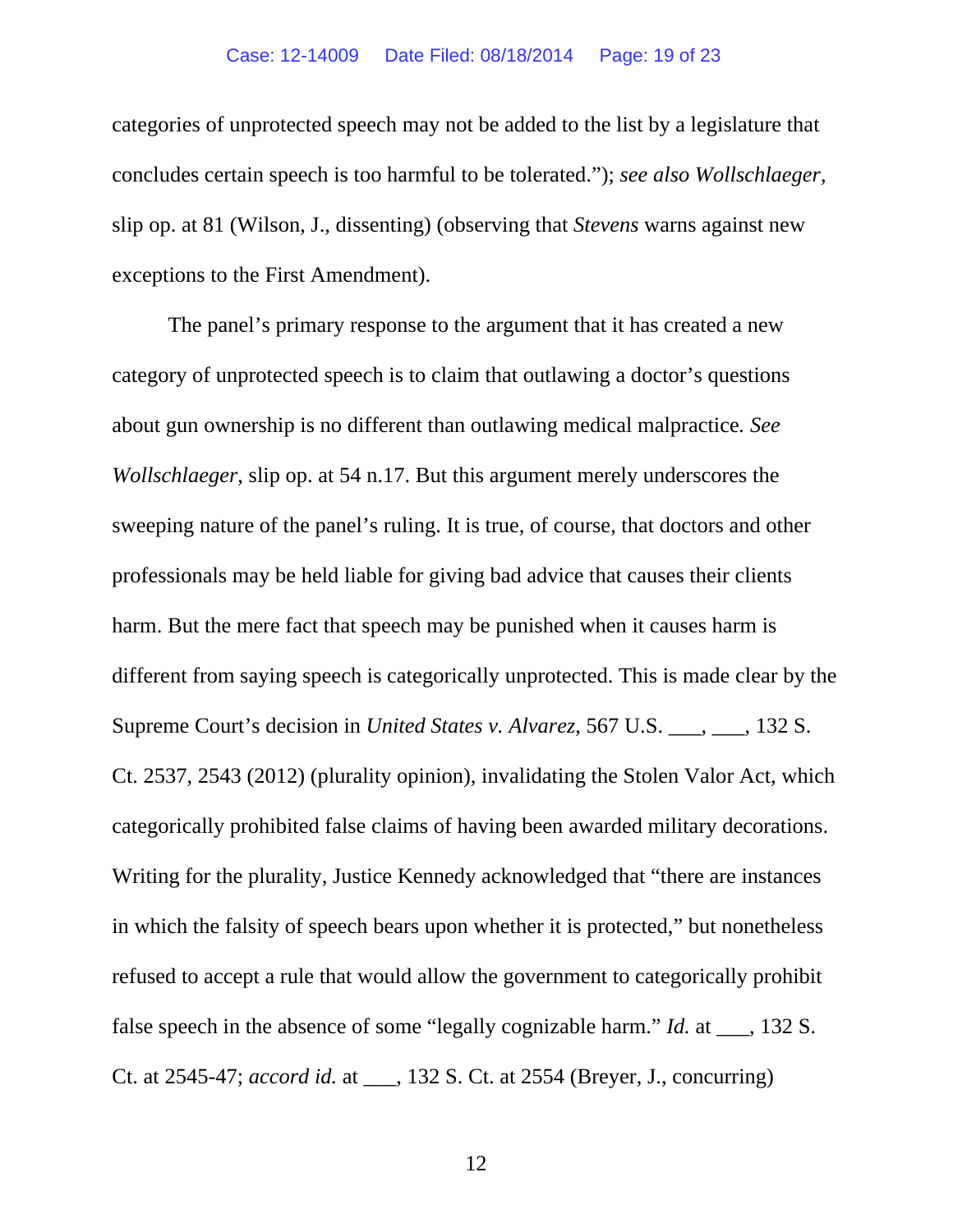categories of unprotected speech may not be added to the list by a legislature that concludes certain speech is too harmful to be tolerated."); *see also Wollschlaeger*, slip op. at 81 (Wilson, J., dissenting) (observing that *Stevens* warns against new exceptions to the First Amendment).

The panel's primary response to the argument that it has created a new category of unprotected speech is to claim that outlawing a doctor's questions about gun ownership is no different than outlawing medical malpractice. *See Wollschlaeger*, slip op. at 54 n.17. But this argument merely underscores the sweeping nature of the panel's ruling. It is true, of course, that doctors and other professionals may be held liable for giving bad advice that causes their clients harm. But the mere fact that speech may be punished when it causes harm is different from saying speech is categorically unprotected. This is made clear by the Supreme Court's decision in *United States v. Alvarez*, 567 U.S. ___, ___, 132 S. Ct. 2537, 2543 (2012) (plurality opinion), invalidating the Stolen Valor Act, which categorically prohibited false claims of having been awarded military decorations. Writing for the plurality, Justice Kennedy acknowledged that "there are instances in which the falsity of speech bears upon whether it is protected," but nonetheless refused to accept a rule that would allow the government to categorically prohibit false speech in the absence of some "legally cognizable harm." *Id.* at ___, 132 S. Ct. at 2545-47; *accord id.* at ___, 132 S. Ct. at 2554 (Breyer, J., concurring)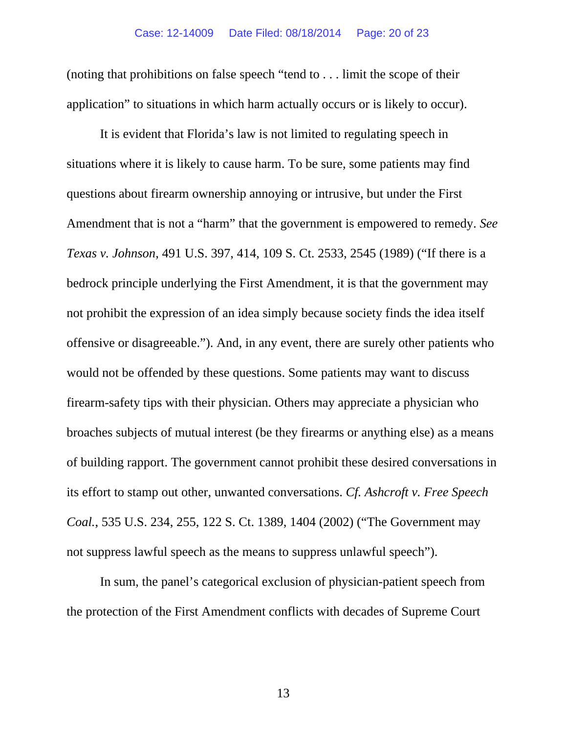(noting that prohibitions on false speech "tend to . . . limit the scope of their application" to situations in which harm actually occurs or is likely to occur).

It is evident that Florida's law is not limited to regulating speech in situations where it is likely to cause harm. To be sure, some patients may find questions about firearm ownership annoying or intrusive, but under the First Amendment that is not a "harm" that the government is empowered to remedy. *See Texas v. Johnson*, 491 U.S. 397, 414, 109 S. Ct. 2533, 2545 (1989) ("If there is a bedrock principle underlying the First Amendment, it is that the government may not prohibit the expression of an idea simply because society finds the idea itself offensive or disagreeable."). And, in any event, there are surely other patients who would not be offended by these questions. Some patients may want to discuss firearm-safety tips with their physician. Others may appreciate a physician who broaches subjects of mutual interest (be they firearms or anything else) as a means of building rapport. The government cannot prohibit these desired conversations in its effort to stamp out other, unwanted conversations. *Cf. Ashcroft v. Free Speech Coal.*, 535 U.S. 234, 255, 122 S. Ct. 1389, 1404 (2002) ("The Government may not suppress lawful speech as the means to suppress unlawful speech").

In sum, the panel's categorical exclusion of physician-patient speech from the protection of the First Amendment conflicts with decades of Supreme Court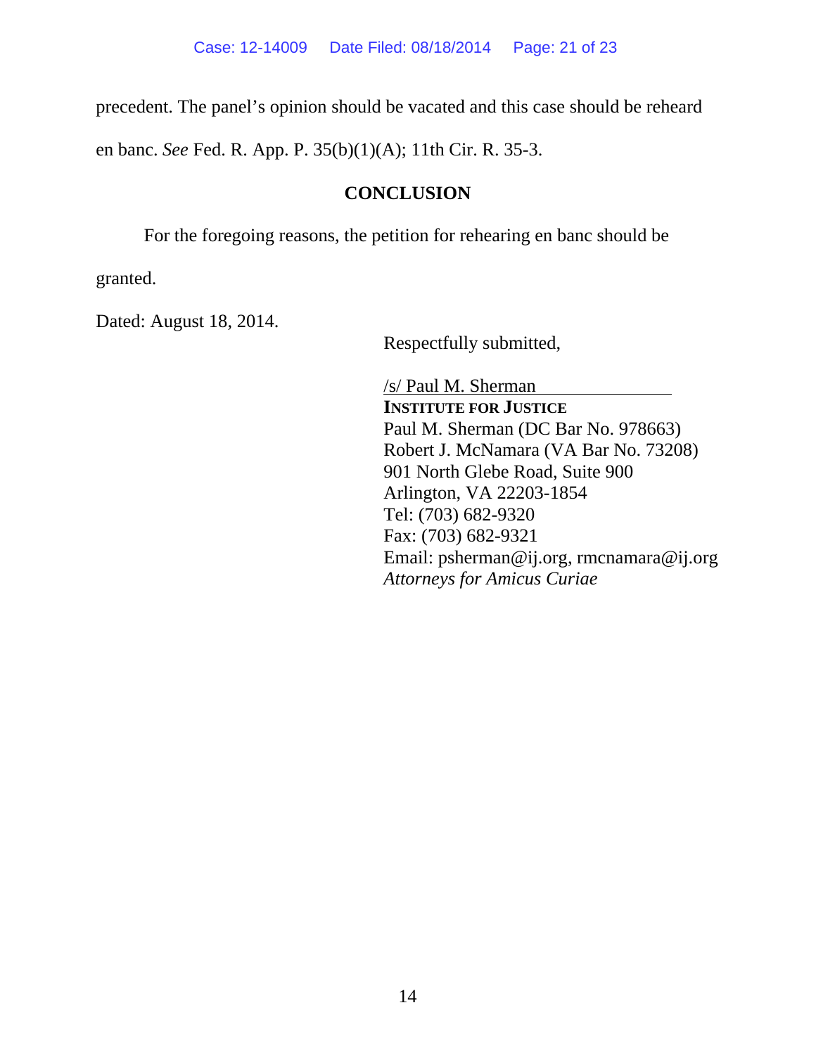precedent. The panel's opinion should be vacated and this case should be reheard en banc. *See* Fed. R. App. P. 35(b)(1)(A); 11th Cir. R. 35-3.

## CONCLUSION

For the foregoing reasons, the petition for rehearing en banc should be granted.

Dated: August 18, 2014.

Respectfully submitted,

/s/ Paul M. Sherman
**INSTITUTE FOR JUSTICE**
Paul M. Sherman (DC Bar No. 978663)
Robert J. McNamara (VA Bar No. 73208)
901 North Glebe Road, Suite 900
Arlington, VA 22203-1854
Tel: (703) 682-9320
Fax: (703) 682-9321
Email: psherman@ij.org, rmcnamara@ij.org
*Attorneys for Amicus Curiae*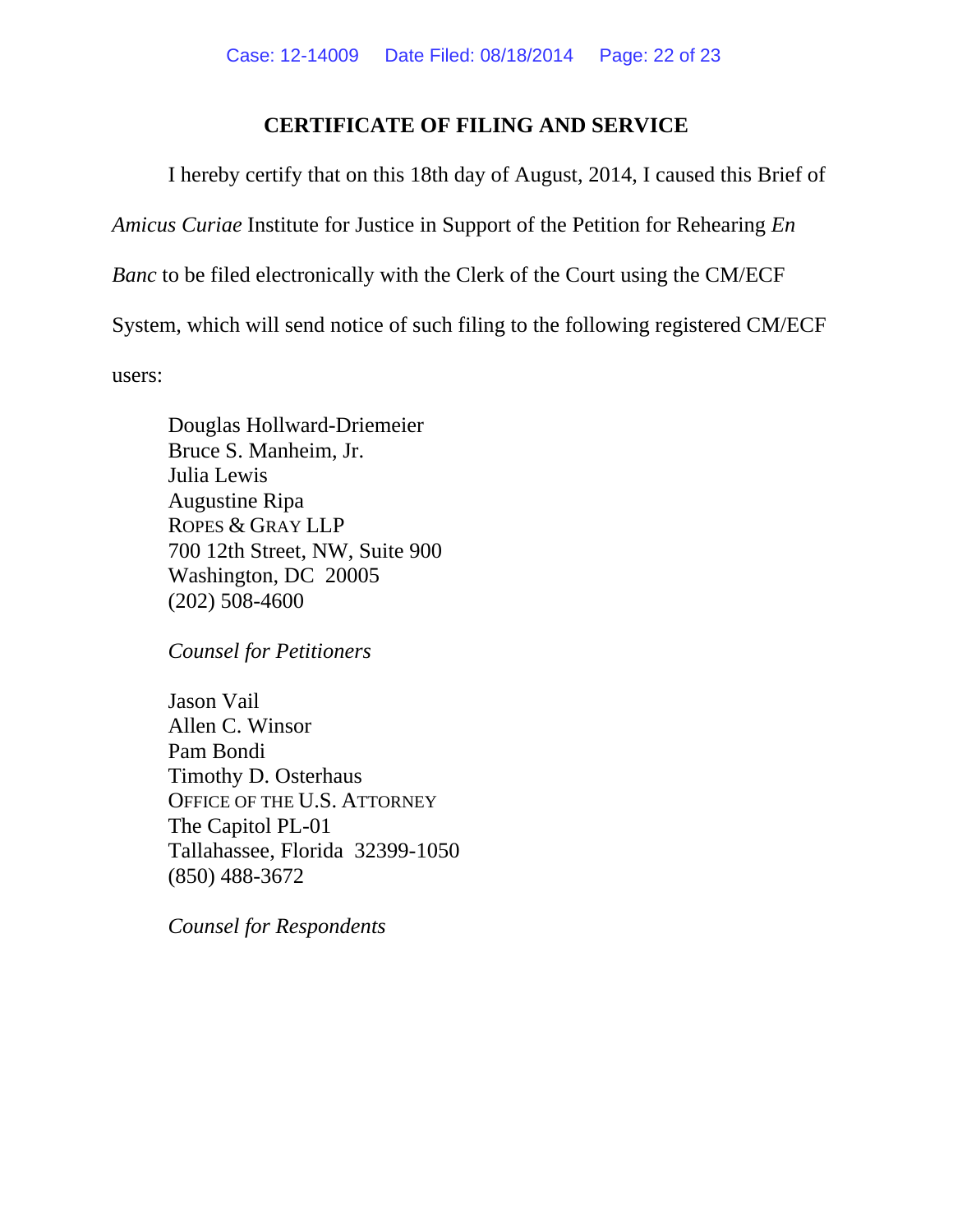## CERTIFICATE OF FILING AND SERVICE

I hereby certify that on this 18th day of August, 2014, I caused this Brief of *Amicus Curiae* Institute for Justice in Support of the Petition for Rehearing *En Banc* to be filed electronically with the Clerk of the Court using the CM/ECF System, which will send notice of such filing to the following registered CM/ECF users:

Douglas Hollward-Driemeier
Bruce S. Manheim, Jr.
Julia Lewis
Augustine Ripa
ROPES & GRAY LLP
700 12th Street, NW, Suite 900
Washington, DC 20005
(202) 508-4600

*Counsel for Petitioners*

Jason Vail
Allen C. Winsor
Pam Bondi
Timothy D. Osterhaus
OFFICE OF THE U.S. ATTORNEY
The Capitol PL-01
Tallahassee, Florida 32399-1050
(850) 488-3672

*Counsel for Respondents*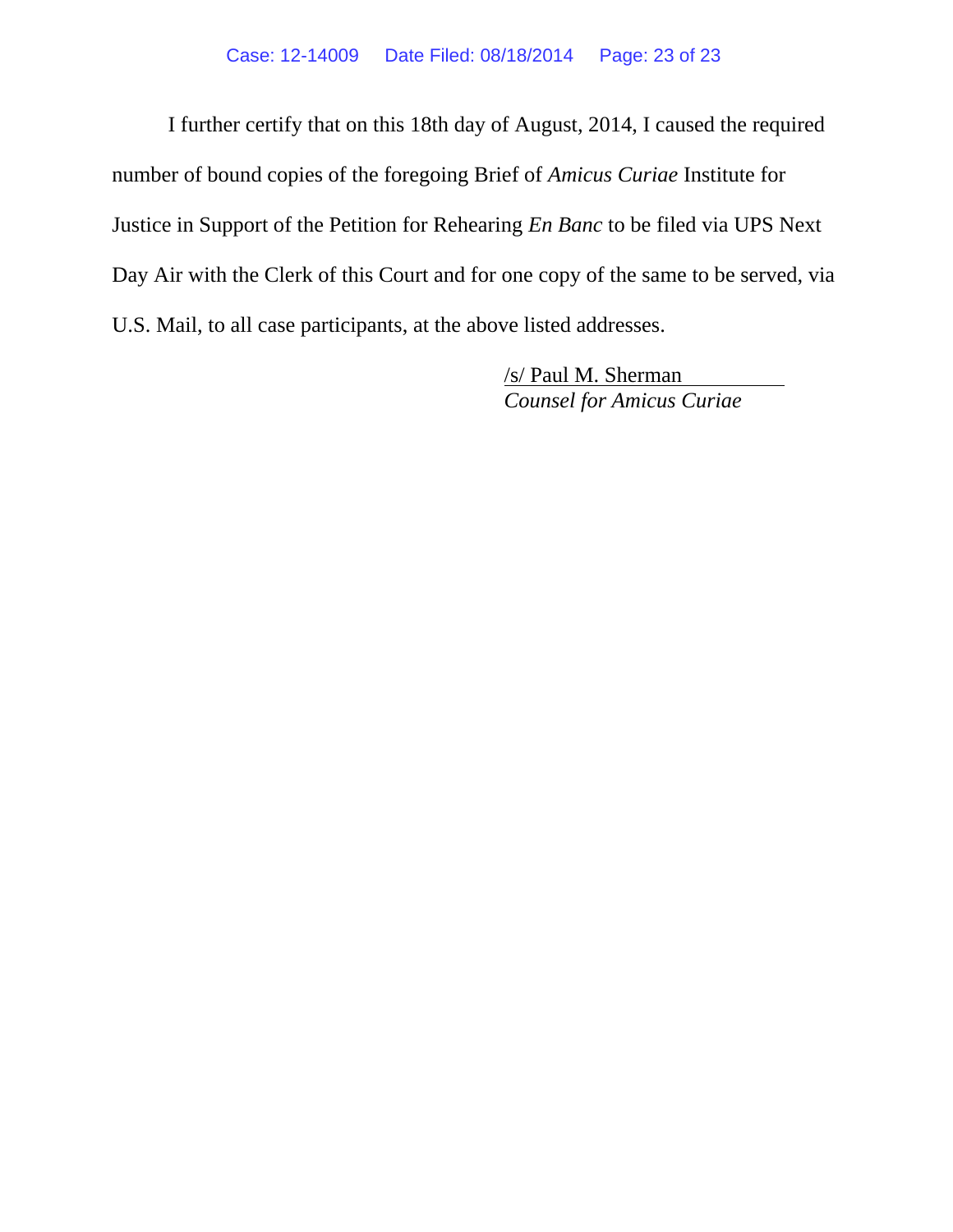I further certify that on this 18th day of August, 2014, I caused the required number of bound copies of the foregoing Brief of *Amicus Curiae* Institute for Justice in Support of the Petition for Rehearing *En Banc* to be filed via UPS Next Day Air with the Clerk of this Court and for one copy of the same to be served, via U.S. Mail, to all case participants, at the above listed addresses.

/s/ Paul M. Sherman
*Counsel for Amicus Curiae*